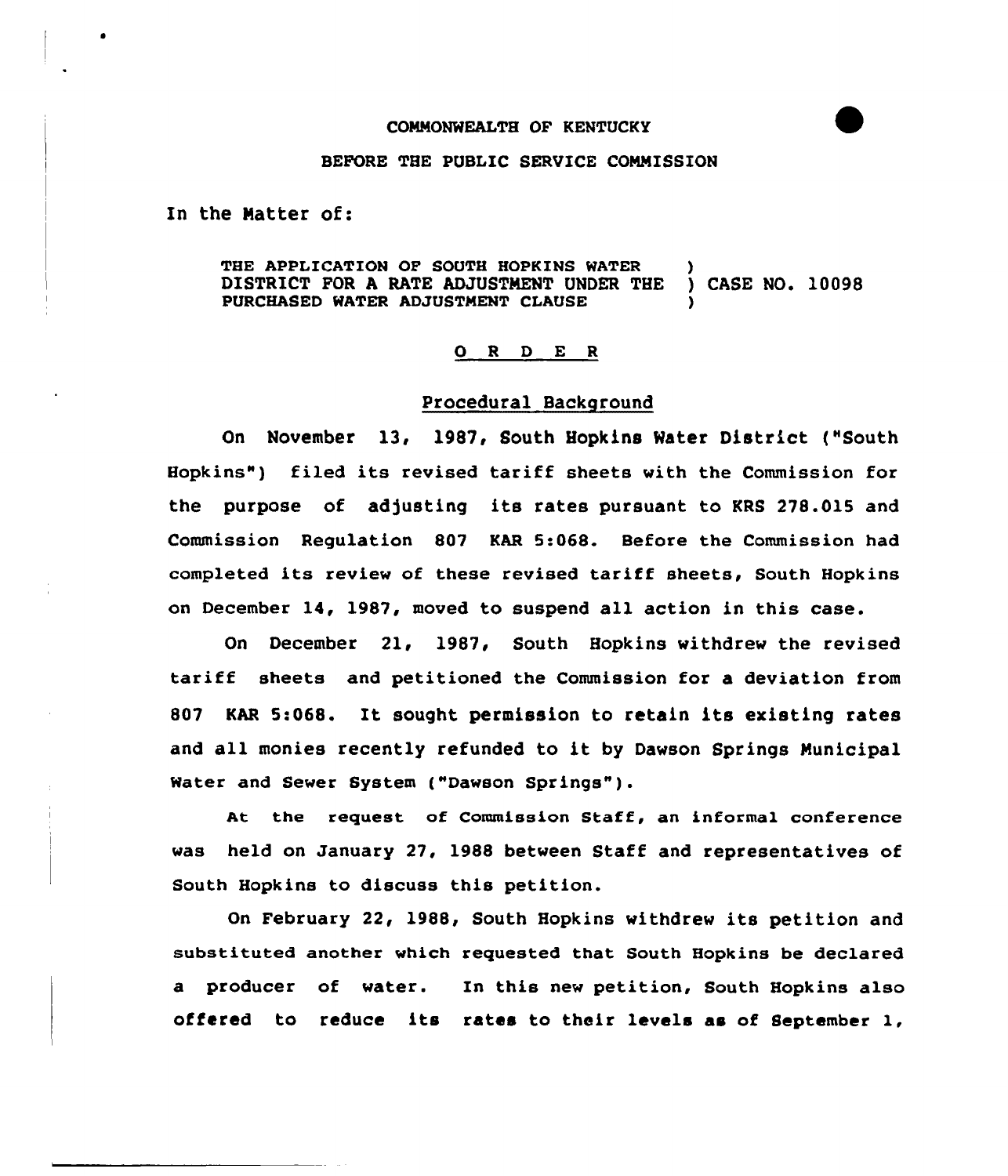COMMONWEALTH OF KENTUCKY

BEFORE THE PUBLIC SERVICE COMMISSION

In the Matter of:

THE APPLICATION OF SOUTH HOPKINS WATER DISTRICT FOR A RATE ADJUSTMENT UNDER THE PURCHASED WATER ADJUSTMENT CLAUSE ) CASE NO. 10098

## O R D E R

### Procedural Background

On November 13, 1987, South Hopkins Water District ("South Hopkins") filed its revised tariff sheets with the Commission for the purpose of adjusting its rates pursuant to KRS 278.015 and Commission Regulation 807 KAR 5:068. Before the Commission had completed its review of these revised tariff sheets, South Hopkins on December 14, 1987, moved to suspend all action in this case.

On December 21, 1987, South Hopkins withdrew the revised tariff sheets and petitioned the Commission for a deviation from 807 KAR 5:068. It sought permission to retain its existing rates and all monies recently refunded to it by Dawson Springs Municipal Water and Sewer System ("Dawson Springs").

At the request of Commission Staff, an informal conference was held on January 27, 1988 between Staff and representatives of South Hopkins to discuss this petition.

On February 22, 1988, South Hopkins withdrew its petition and substituted another which requested that South Hopkins be declared a producer of water. In this new petition, South Hopkins also offered to reduce its rates to their levels as of September 1,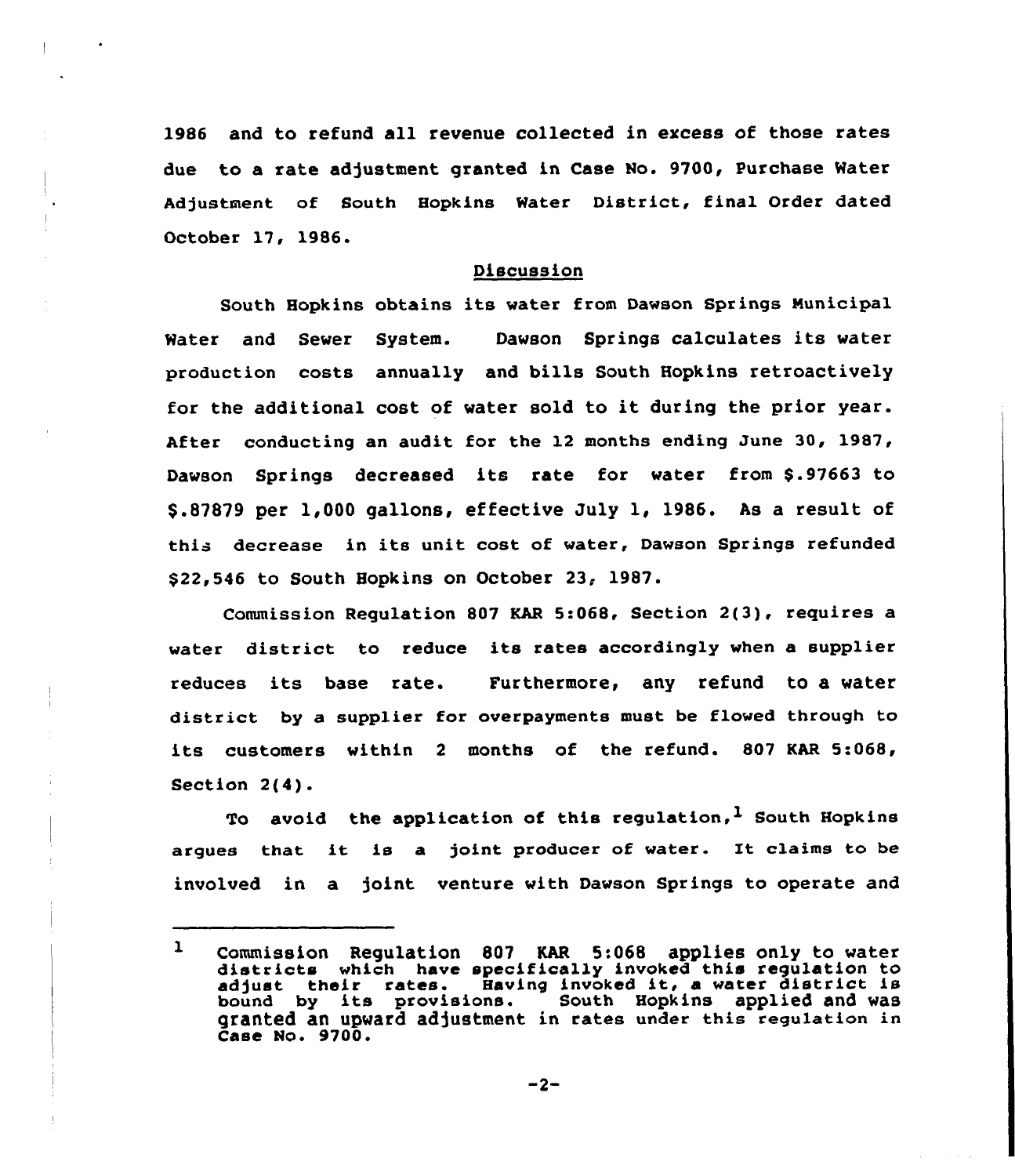1986 and to refund all revenue collected in excess of those rates due to a rate adjustment granted in Case No. 9700, Purchase Water Adjustment of South Hopkins Water District, final Order dated October 17, 1986.

## Discussion

South Hopkins obtains its water from Dawson Springs Municipal Water and Sewer System. Dawson Springs calculates its water production costs annually and bills South Hopkins retroactively for the additional cost of water sold to it during the prior year. After conducting an audit for the 12 months ending June 30, 1987, Dawson Springs decreased its rate for water from $.97663 to $.87879 per 1,000 gallons, effective July 1, 1986. As a result of this decrease in its unit cost of water, Dawson Springs refunded $22,546 to South Hopkins on October 23, 1987.

Commission Regulation 807 KAR 5:068, Section 2(3), requires a water district to reduce its rates accordingly when a supplier reduces its base rate. Furthermore, any refund to a water district by a supplier for overpayments must be flowed through to its customers within 2 months of the refund. 807 KAR 5:068, Section 2(4).

To avoid the application of this regulation,[1] South Hopkins argues that it is a joint producer of water. It claims to be involved in a joint venture with Dawson Springs to operate and

---

[1] Commission Regulation 807 KAR 5:068 applies only to water districts which have specifically invoked this regulation to adjust their rates. Having invoked it, a water district is bound by its provisions. South Hopkins applied and was granted an upward adjustment in rates under this regulation in Case No. 9700.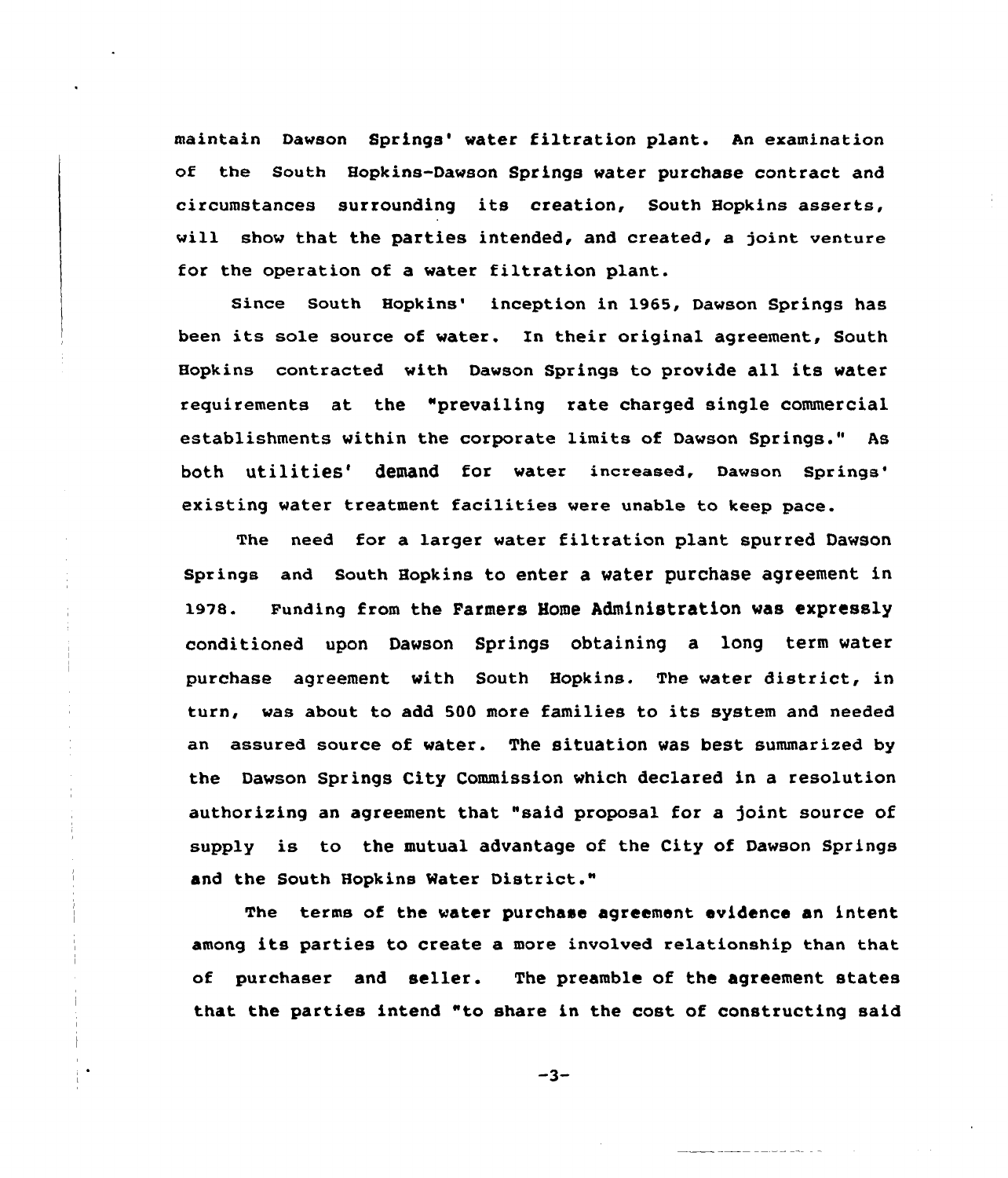maintain Dawson Springs' water filtration plant. An examination of the South Hopkins-Dawson Springs water purchase contract and circumstances surrounding its creation, South Hopkins asserts, will show that the parties intended, and created, a joint venture for the operation of a water filtration plant.

Since South Hopkins' inception in 1965, Dawson Springs has been its sole source of water. In their original agreement, South Hopkins contracted with Dawson Springs to provide all its water requirements at the "prevailing rate charged single commercial establishments within the corporate limits of Dawson Springs." As both utilities' demand for water increased, Dawson Springs' existing water treatment facilities were unable to keep pace.

The need for a larger water filtration plant spurred Dawson Springs and South Hopkins to enter a water purchase agreement in 1978. Funding from the Farmers Home Administration was expressly conditioned upon Dawson Springs obtaining a long term water purchase agreement with South Hopkins. The water district, in turn, was about to add 500 more families to its system and needed an assured source of water. The situation was best summarized by the Dawson Springs City Commission which declared in a resolution authorizing an agreement that "said proposal for a joint source of supply is to the mutual advantage of the City of Dawson Springs and the South Hopkins Water District."

The terms of the water purchase agreement evidence an intent among its parties to create a more involved relationship than that of purchaser and seller. The preamble of the agreement states that the parties intend "to share in the cost of constructing said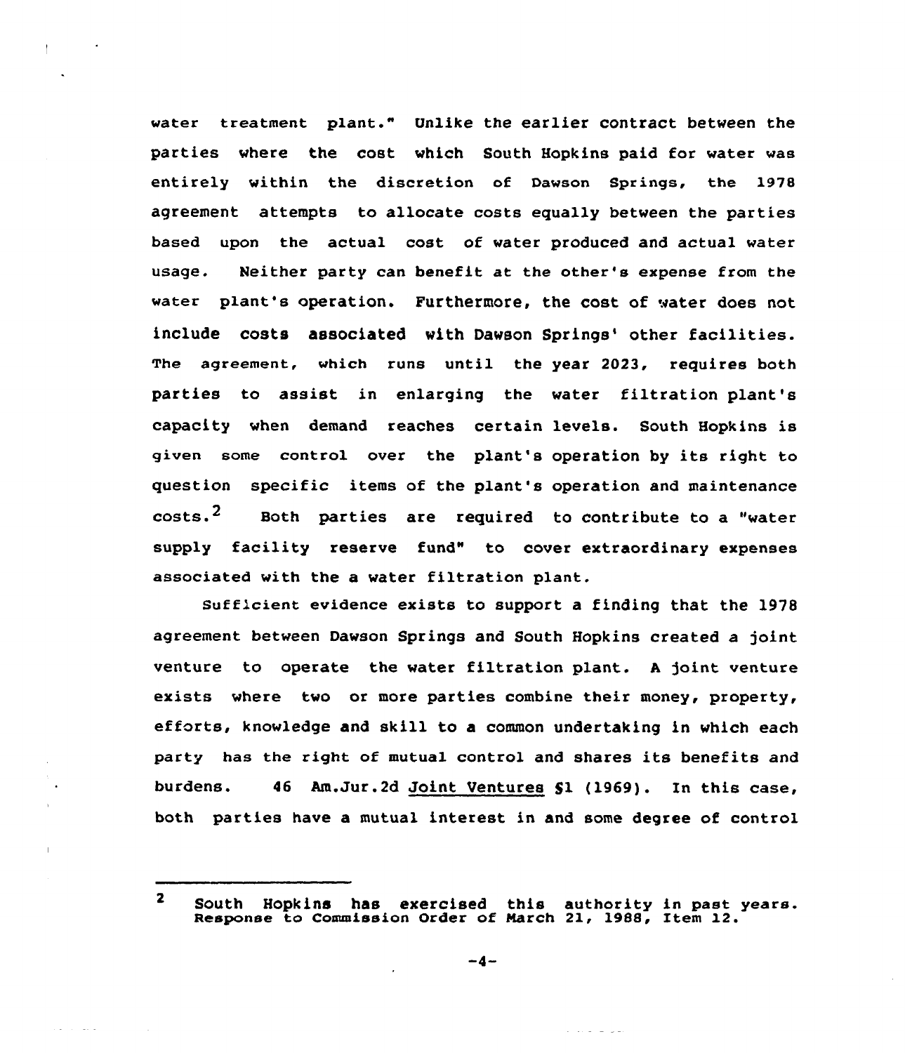water treatment plant." Unlike the earlier contract between the parties where the cost which South Hopkins paid for water was entirely within the discretion of Dawson Springs, the 1978 agreement attempts to allocate costs equally between the parties based upon the actual cost of water produced and actual water usage. Neither party can benefit at the other's expense from the water plant's operation. Furthermore, the cost of water does not include costs associated with Dawson Springs' other facilities. The agreement, which runs until the year 2023, requires both parties to assist in enlarging the water filtration plant's capacity when demand reaches certain levels. South Hopkins is given some control over the plant's operation by its right to question specific items of the plant's operation and maintenance costs.[2] Both parties are required to contribute to a "water supply facility reserve fund" to cover extraordinary expenses associated with the a water filtration plant.

Sufficient evidence exists to support a finding that the 1978 agreement between Dawson Springs and South Hopkins created a joint venture to operate the water filtration plant. A joint venture exists where two or more parties combine their money, property, efforts, knowledge and skill to a common undertaking in which each party has the right of mutual control and shares its benefits and burdens. 46 Am.Jur.2d Joint Ventures §1 (1969). In this case, both parties have a mutual interest in and some degree of control

---

[2] South Hopkins has exercised this authority in past years. Response to Commission Order of March 21, 1988, Item 12.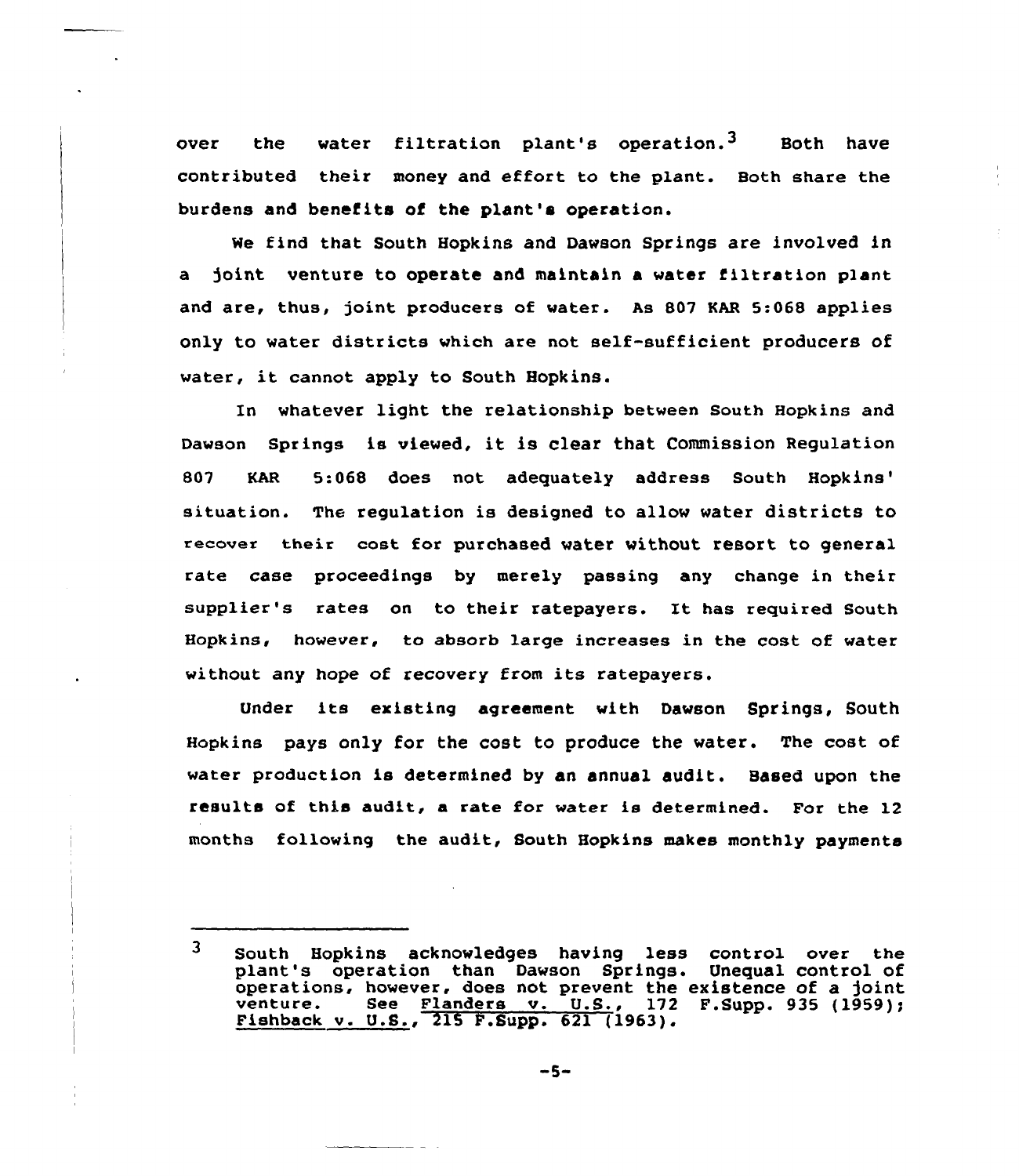over the water filtration plant's operation.[3] Both have contributed their money and effort to the plant. Both share the burdens and benefits of the plant's operation.

We find that South Hopkins and Dawson Springs are involved in a joint venture to operate and maintain a water filtration plant and are, thus, joint producers of water. As 807 KAR 5:068 applies only to water districts which are not self-sufficient producers of water, it cannot apply to South Hopkins.

In whatever light the relationship between South Hopkins and Dawson Springs is viewed, it is clear that Commission Regulation 807 KAR 5:068 does not adequately address South Hopkins' situation. The regulation is designed to allow water districts to recover their cost for purchased water without resort to general rate case proceedings by merely passing any change in their supplier's rates on to their ratepayers. It has required South Hopkins, however, to absorb large increases in the cost of water without any hope of recovery from its ratepayers.

Under its existing agreement with Dawson Springs, South Hopkins pays only for the cost to produce the water. The cost of water production is determined by an annual audit. Based upon the results of this audit, a rate for water is determined. For the 12 months following the audit, South Hopkins makes monthly payments

---

[3] South Hopkins acknowledges having less control over the plant's operation than Dawson Springs. Unequal control of operations, however, does not prevent the existence of a joint venture. See Flanders v. U.S., 172 F.Supp. 935 (1959); Fishback v. U.S., 215 F.Supp. 621 (1963).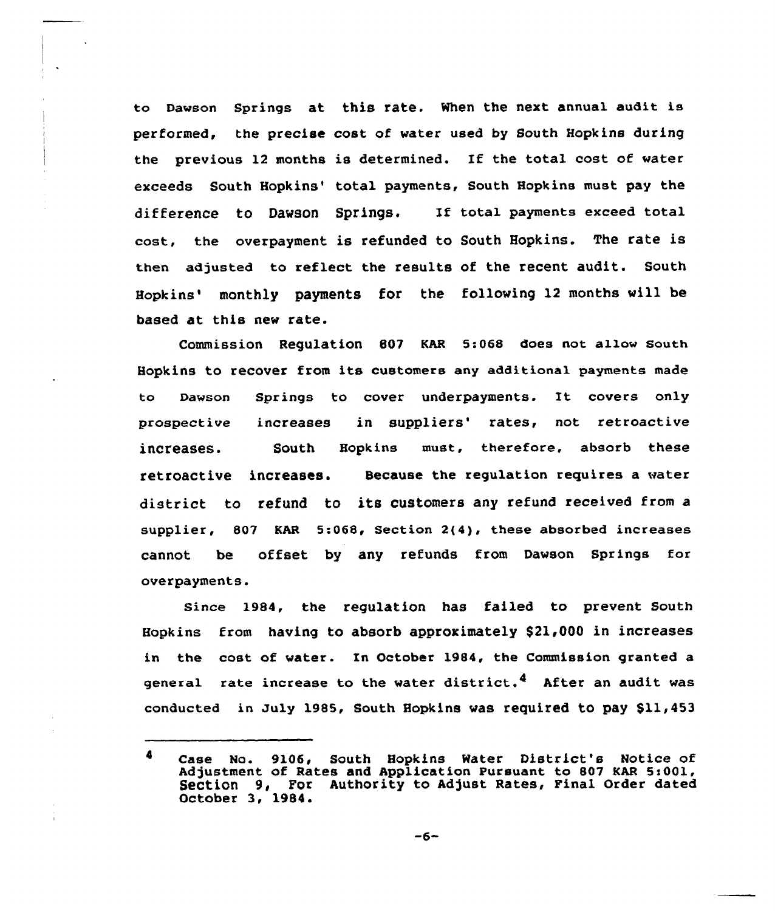to Dawson Springs at this rate. When the next annual audit is performed, the precise cost of water used by South Hopkins during the previous 12 months is determined. If the total cost of water exceeds South Hopkins' total payments, South Hopkins must pay the difference to Dawson Springs. If total payments exceed total cost, the overpayment is refunded to South Hopkins. The rate is then adjusted to reflect the results of the recent audit. South Hopkins' monthly payments for the following 12 months will be based at this new rate.

Commission Regulation 807 KAR 5:068 does not allow South Hopkins to recover from its customers any additional payments made to Dawson Springs to cover underpayments. It covers only prospective increases in suppliers' rates, not retroactive increases. South Hopkins must, therefore, absorb these retroactive increases. Because the regulation requires a water district to refund to its customers any refund received from a supplier, 807 KAR 5:068, Section 2(4), these absorbed increases cannot be offset by any refunds from Dawson Springs for overpayments.

Since 1984, the regulation has failed to prevent South Hopkins from having to absorb approximately $21,000 in increases in the cost of water. In October 1984, the Commission granted a general rate increase to the water district.[4] After an audit was conducted in July 1985, South Hopkins was required to pay $11,453

[4] Case No. 9106, South Hopkins Water District's Notice of Adjustment of Rates and Application Pursuant to 807 KAR 5:001, Section 9, For Authority to Adjust Rates, Final Order dated October 3, 1984.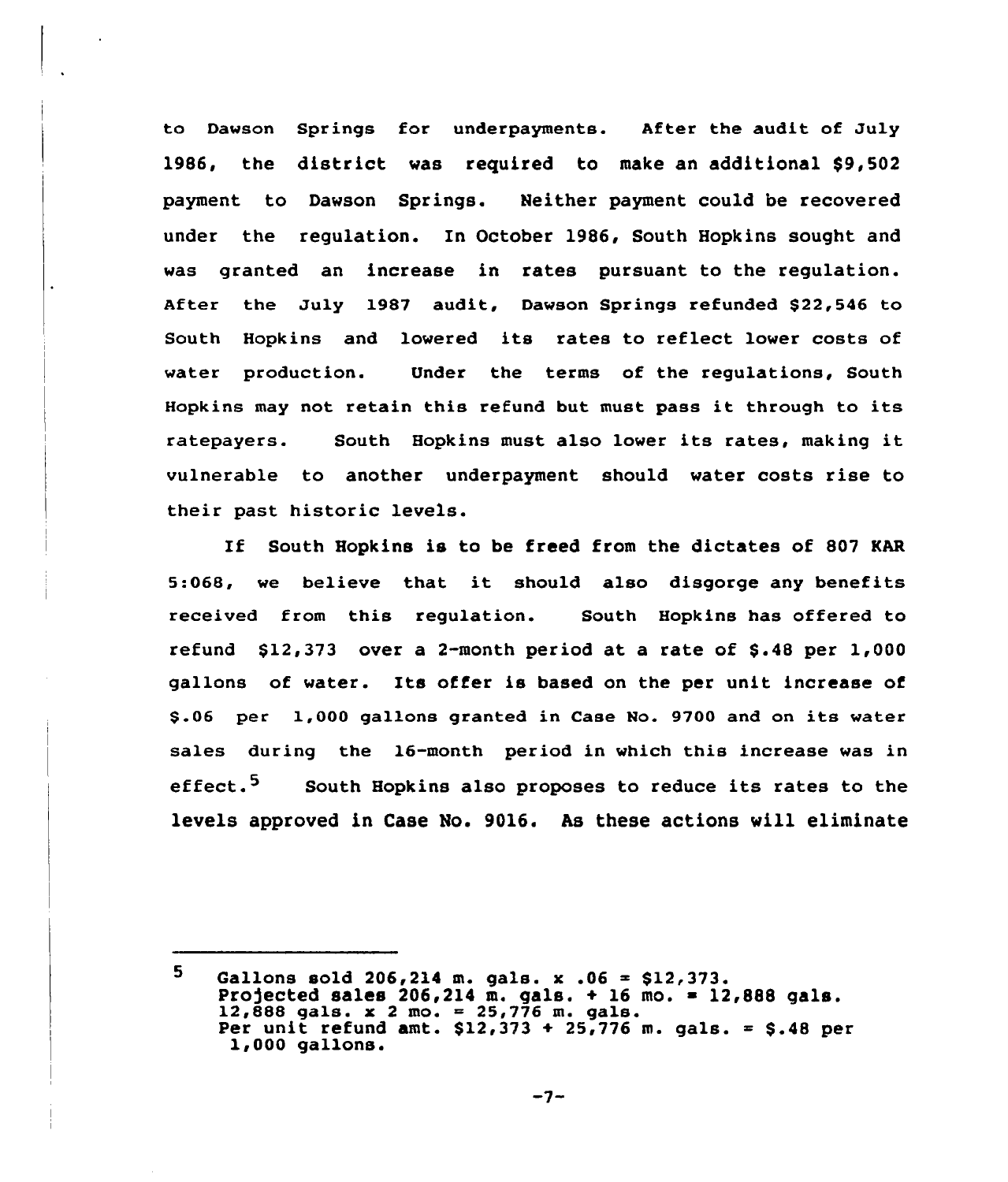to Dawson Springs for underpayments. After the audit of July 1986, the district was required to make an additional $9,502 payment to Dawson Springs. Neither payment could be recovered under the regulation. In October 1986, South Hopkins sought and was granted an increase in rates pursuant to the regulation. After the July 1987 audit, Dawson Springs refunded $22,546 to South Hopkins and lowered its rates to reflect lower costs of water production. Under the terms of the regulations, South Hopkins may not retain this refund but must pass it through to its ratepayers. South Hopkins must also lower its rates, making it vulnerable to another underpayment should water costs rise to their past historic levels.

If South Hopkins is to be freed from the dictates of 807 KAR 5:068, we believe that it should also disgorge any benefits received from this regulation. South Hopkins has offered to refund $12,373 over a 2-month period at a rate of $.48 per 1,000 gallons of water. Its offer is based on the per unit increase of $.06 per 1,000 gallons granted in Case No. 9700 and on its water sales during the 16-month period in which this increase was in effect.[5] South Hopkins also proposes to reduce its rates to the levels approved in Case No. 9016. As these actions will eliminate

---

[5] Gallons sold 206,214 m. gals. x .06 = $12,373.
Projected sales 206,214 m. gals. + 16 mo. = 12,888 gals.
12,888 gals. x 2 mo. = 25,776 m. gals.
Per unit refund amt. $12,373 + 25,776 m. gals. = $.48 per 1,000 gallons.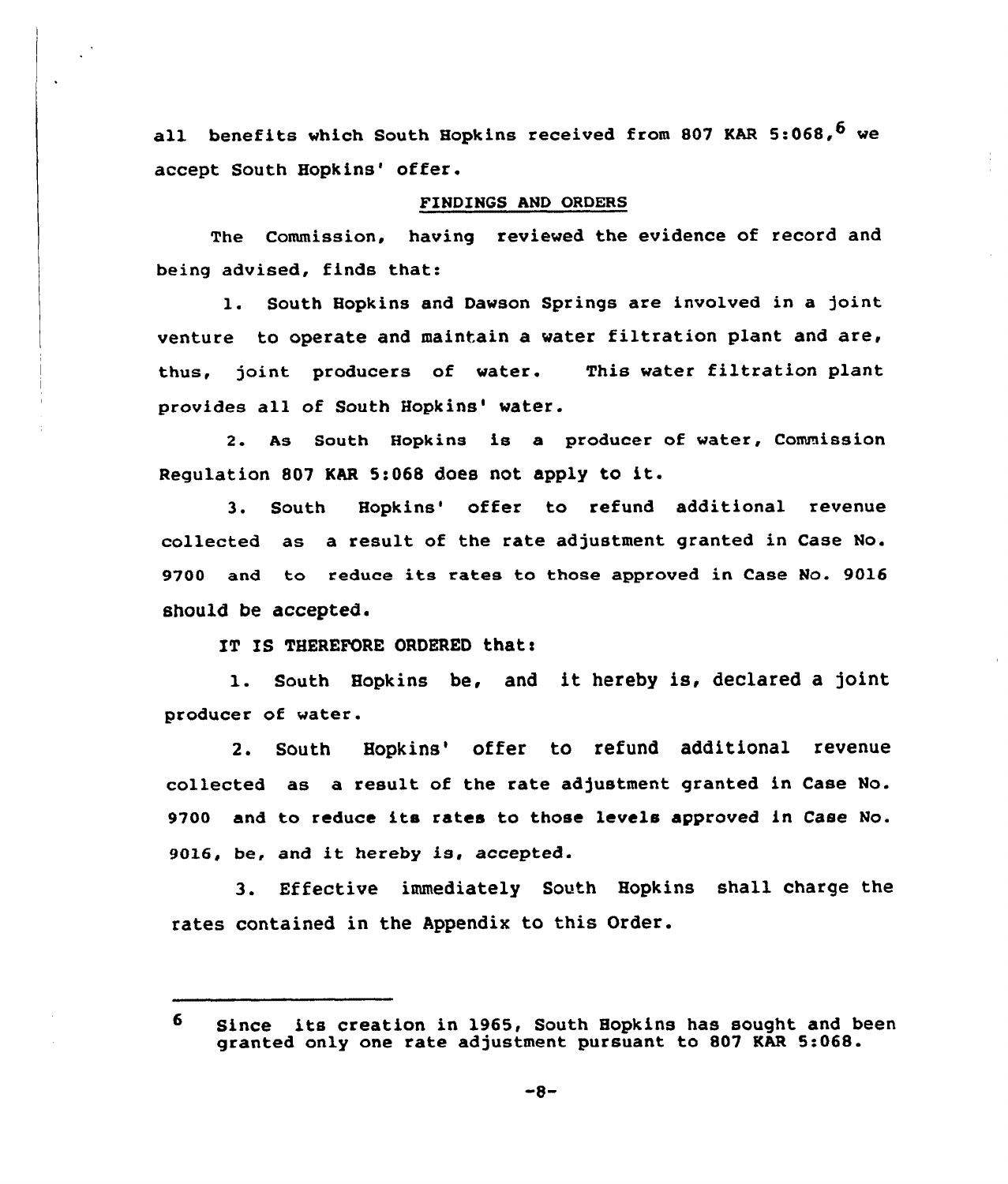all benefits which South Hopkins received from 807 KAR 5:068,[6] we accept South Hopkins' offer.

## FINDINGS AND ORDERS

The Commission, having reviewed the evidence of record and being advised, finds that:

1. South Hopkins and Dawson Springs are involved in a joint venture to operate and maintain a water filtration plant and are, thus, joint producers of water. This water filtration plant provides all of South Hopkins' water.

2. As South Hopkins is a producer of water, Commission Regulation 807 KAR 5:068 does not apply to it.

3. South Hopkins' offer to refund additional revenue collected as a result of the rate adjustment granted in Case No. 9700 and to reduce its rates to those approved in Case No. 9016 should be accepted.

IT IS THEREFORE ORDERED that:

1. South Hopkins be, and it hereby is, declared a joint producer of water.

2. South Hopkins' offer to refund additional revenue collected as a result of the rate adjustment granted in Case No. 9700 and to reduce its rates to those levels approved in Case No. 9016, be, and it hereby is, accepted.

3. Effective immediately South Hopkins shall charge the rates contained in the Appendix to this Order.

---

[6] Since its creation in 1965, South Hopkins has sought and been granted only one rate adjustment pursuant to 807 KAR 5:068.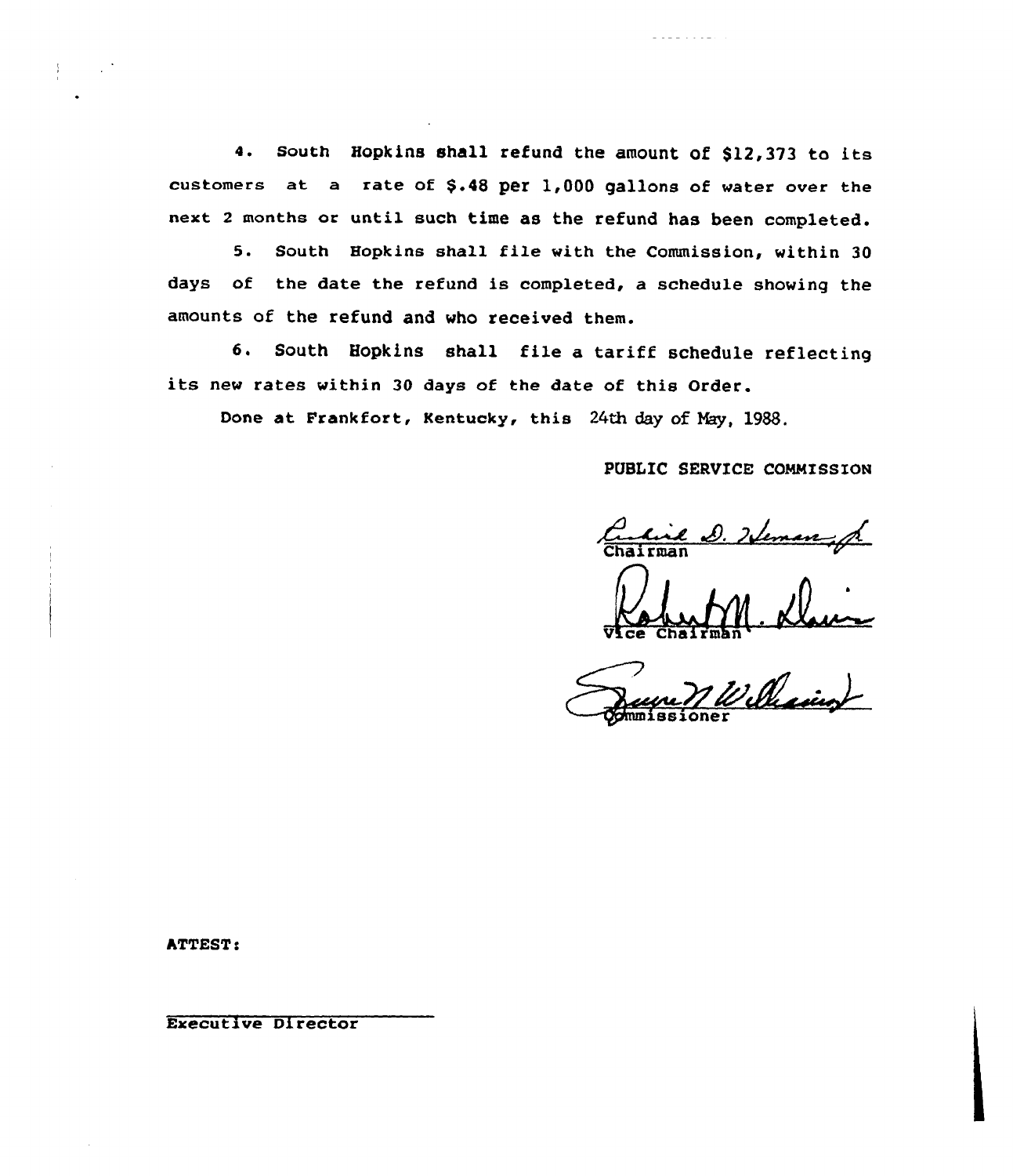4. South Hopkins shall refund the amount of $12,373 to its customers at a rate of $.48 per 1,000 gallons of water over the next 2 months or until such time as the refund has been completed.

5. South Hopkins shall file with the Commission, within 30 days of the date the refund is completed, a schedule showing the amounts of the refund and who received them.

6. South Hopkins shall file a tariff schedule reflecting its new rates within 30 days of the date of this Order.

Done at Frankfort, Kentucky, this 24th day of May, 1988.

PUBLIC SERVICE COMMISSION

Chairman

Vice Chairman

Commissioner

ATTEST:

Executive Director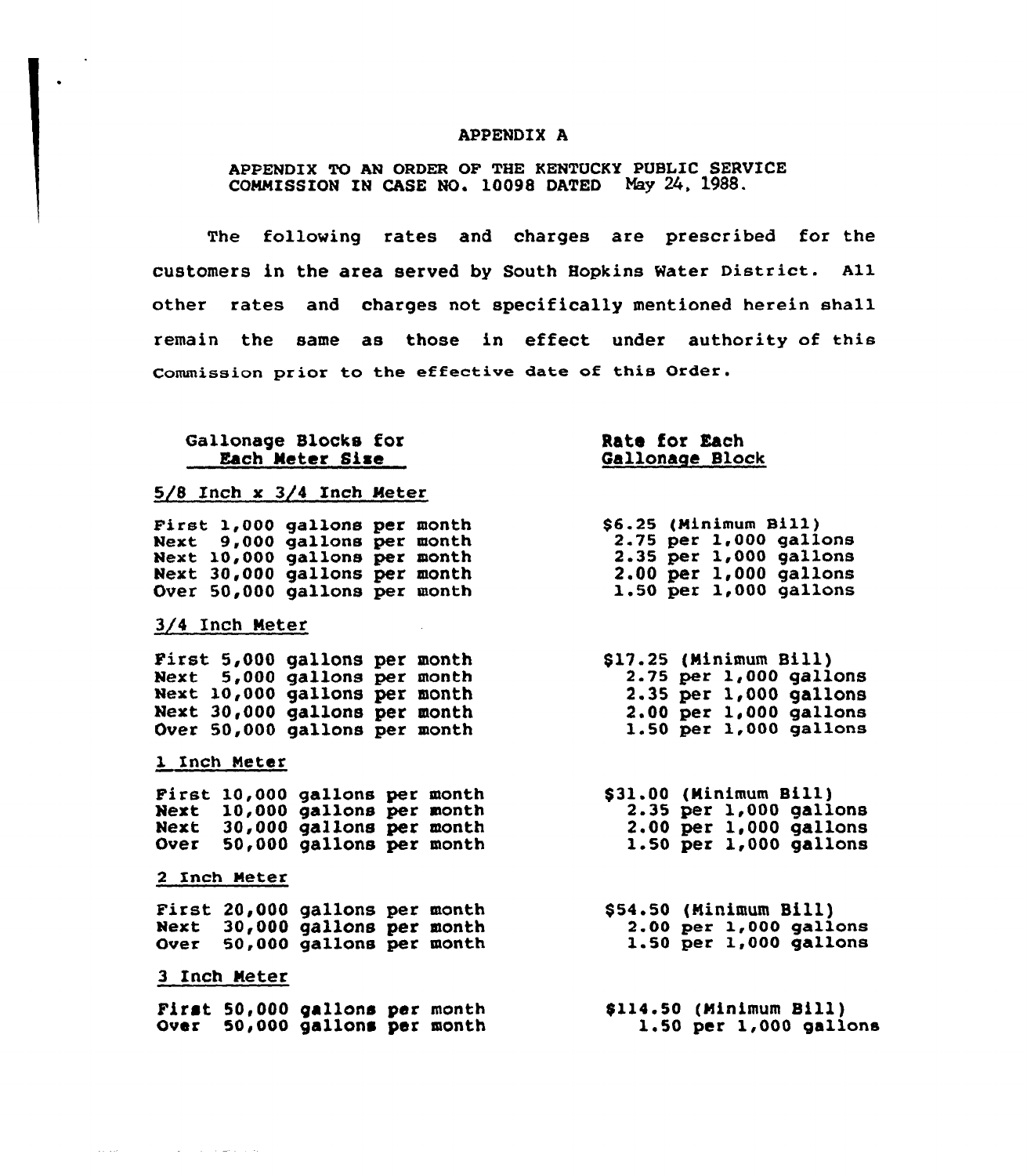# APPENDIX A

APPENDIX TO AN ORDER OF THE KENTUCKY PUBLIC SERVICE COMMISSION IN CASE NO. 10098 DATED May 24, 1988.

The following rates and charges are prescribed for the customers in the area served by South Hopkins Water District. All other rates and charges not specifically mentioned herein shall remain the same as those in effect under authority of this Commission prior to the effective date of this Order.

| Gallonage Blocks for Each Meter Size | Rate for Each Gallonage Block |
|---|---|
| **5/8 Inch x 3/4 Inch Meter** | |
| First 1,000 gallons per month | \$6.25 (Minimum Bill) |
| Next 9,000 gallons per month | 2.75 per 1,000 gallons |
| Next 10,000 gallons per month | 2.35 per 1,000 gallons |
| Next 30,000 gallons per month | 2.00 per 1,000 gallons |
| Over 50,000 gallons per month | 1.50 per 1,000 gallons |
| **3/4 Inch Meter** | |
| First 5,000 gallons per month | \$17.25 (Minimum Bill) |
| Next 5,000 gallons per month | 2.75 per 1,000 gallons |
| Next 10,000 gallons per month | 2.35 per 1,000 gallons |
| Next 30,000 gallons per month | 2.00 per 1,000 gallons |
| Over 50,000 gallons per month | 1.50 per 1,000 gallons |
| **1 Inch Meter** | |
| First 10,000 gallons per month | \$31.00 (Minimum Bill) |
| Next 10,000 gallons per month | 2.35 per 1,000 gallons |
| Next 30,000 gallons per month | 2.00 per 1,000 gallons |
| Over 50,000 gallons per month | 1.50 per 1,000 gallons |
| **2 Inch Meter** | |
| First 20,000 gallons per month | \$54.50 (Minimum Bill) |
| Next 30,000 gallons per month | 2.00 per 1,000 gallons |
| Over 50,000 gallons per month | 1.50 per 1,000 gallons |
| **3 Inch Meter** | |
| First 50,000 gallons per month | \$114.50 (Minimum Bill) |
| Over 50,000 gallons per month | 1.50 per 1,000 gallons |